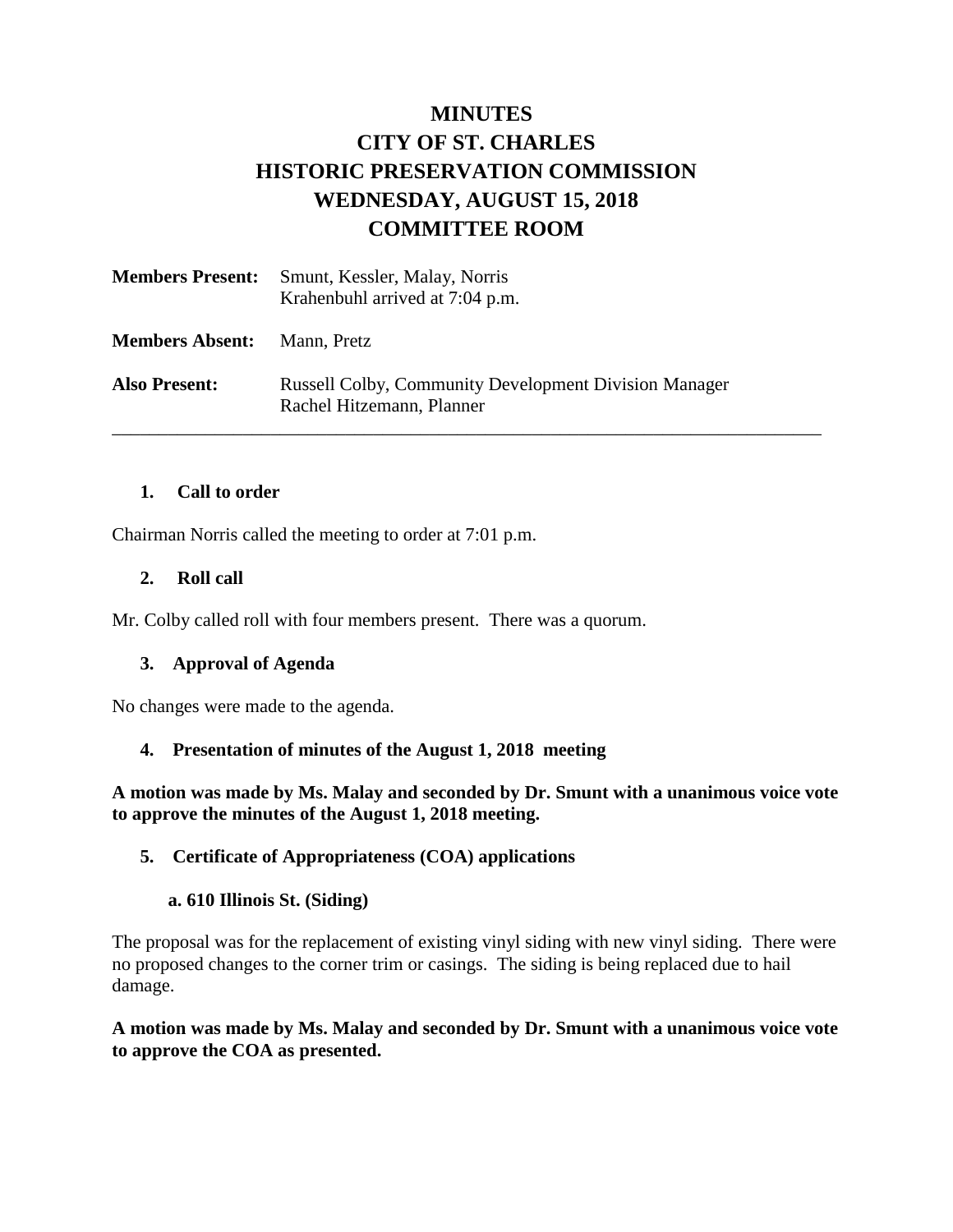# MINUTES
# CITY OF ST. CHARLES
# HISTORIC PRESERVATION COMMISSION
# WEDNESDAY, AUGUST 15, 2018
# COMMITTEE ROOM

**Members Present:** Smunt, Kessler, Malay, Norris
Krahenbuhl arrived at 7:04 p.m.

**Members Absent:** Mann, Pretz

**Also Present:** Russell Colby, Community Development Division Manager
Rachel Hitzemann, Planner

---

## 1. Call to order

Chairman Norris called the meeting to order at 7:01 p.m.

## 2. Roll call

Mr. Colby called roll with four members present. There was a quorum.

## 3. Approval of Agenda

No changes were made to the agenda.

## 4. Presentation of minutes of the August 1, 2018 meeting

**A motion was made by Ms. Malay and seconded by Dr. Smunt with a unanimous voice vote to approve the minutes of the August 1, 2018 meeting.**

## 5. Certificate of Appropriateness (COA) applications

### a. 610 Illinois St. (Siding)

The proposal was for the replacement of existing vinyl siding with new vinyl siding. There were no proposed changes to the corner trim or casings. The siding is being replaced due to hail damage.

**A motion was made by Ms. Malay and seconded by Dr. Smunt with a unanimous voice vote to approve the COA as presented.**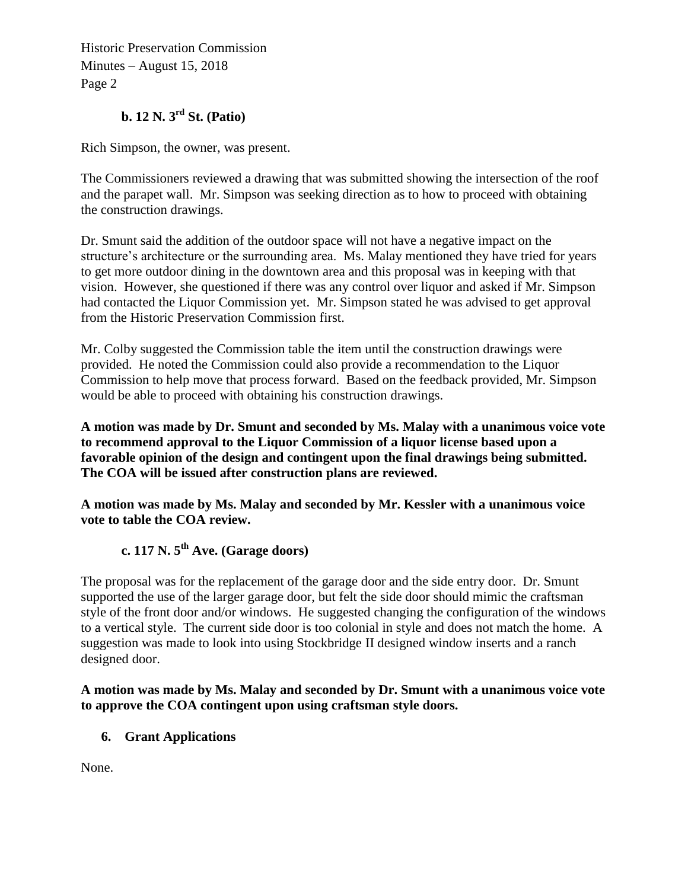### b. 12 N. 3rd St. (Patio)

Rich Simpson, the owner, was present.

The Commissioners reviewed a drawing that was submitted showing the intersection of the roof and the parapet wall. Mr. Simpson was seeking direction as to how to proceed with obtaining the construction drawings.

Dr. Smunt said the addition of the outdoor space will not have a negative impact on the structure's architecture or the surrounding area. Ms. Malay mentioned they have tried for years to get more outdoor dining in the downtown area and this proposal was in keeping with that vision. However, she questioned if there was any control over liquor and asked if Mr. Simpson had contacted the Liquor Commission yet. Mr. Simpson stated he was advised to get approval from the Historic Preservation Commission first.

Mr. Colby suggested the Commission table the item until the construction drawings were provided. He noted the Commission could also provide a recommendation to the Liquor Commission to help move that process forward. Based on the feedback provided, Mr. Simpson would be able to proceed with obtaining his construction drawings.

**A motion was made by Dr. Smunt and seconded by Ms. Malay with a unanimous voice vote to recommend approval to the Liquor Commission of a liquor license based upon a favorable opinion of the design and contingent upon the final drawings being submitted. The COA will be issued after construction plans are reviewed.**

**A motion was made by Ms. Malay and seconded by Mr. Kessler with a unanimous voice vote to table the COA review.**

### c. 117 N. 5th Ave. (Garage doors)

The proposal was for the replacement of the garage door and the side entry door. Dr. Smunt supported the use of the larger garage door, but felt the side door should mimic the craftsman style of the front door and/or windows. He suggested changing the configuration of the windows to a vertical style. The current side door is too colonial in style and does not match the home. A suggestion was made to look into using Stockbridge II designed window inserts and a ranch designed door.

**A motion was made by Ms. Malay and seconded by Dr. Smunt with a unanimous voice vote to approve the COA contingent upon using craftsman style doors.**

## 6. Grant Applications

None.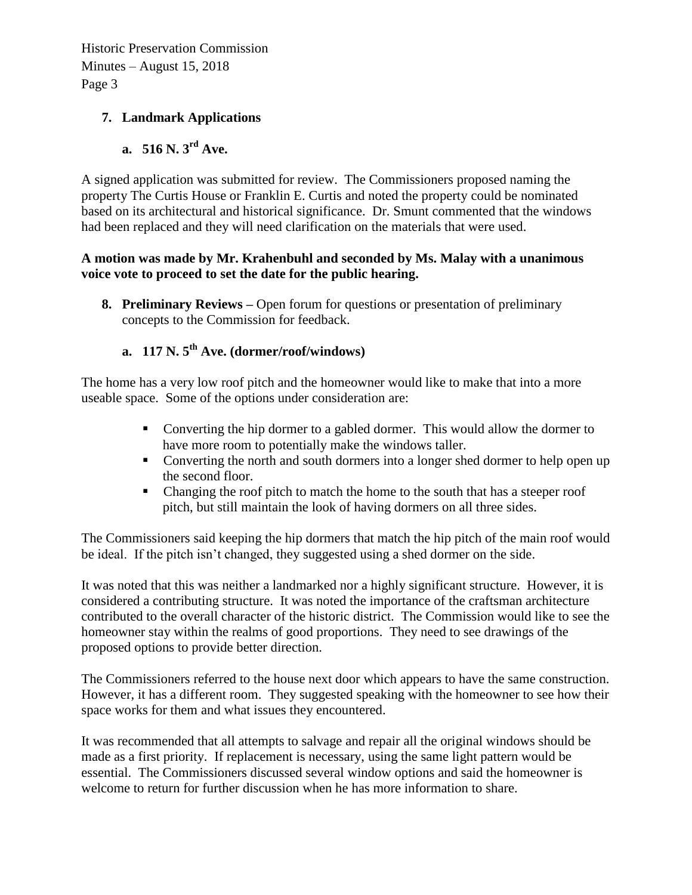## 7. Landmark Applications

### a. 516 N. 3rd Ave.

A signed application was submitted for review. The Commissioners proposed naming the property The Curtis House or Franklin E. Curtis and noted the property could be nominated based on its architectural and historical significance. Dr. Smunt commented that the windows had been replaced and they will need clarification on the materials that were used.

**A motion was made by Mr. Krahenbuhl and seconded by Ms. Malay with a unanimous voice vote to proceed to set the date for the public hearing.**

## 8. Preliminary Reviews – Open forum for questions or presentation of preliminary concepts to the Commission for feedback.

### a. 117 N. 5th Ave. (dormer/roof/windows)

The home has a very low roof pitch and the homeowner would like to make that into a more useable space. Some of the options under consideration are:

- Converting the hip dormer to a gabled dormer. This would allow the dormer to have more room to potentially make the windows taller.
- Converting the north and south dormers into a longer shed dormer to help open up the second floor.
- Changing the roof pitch to match the home to the south that has a steeper roof pitch, but still maintain the look of having dormers on all three sides.

The Commissioners said keeping the hip dormers that match the hip pitch of the main roof would be ideal. If the pitch isn't changed, they suggested using a shed dormer on the side.

It was noted that this was neither a landmarked nor a highly significant structure. However, it is considered a contributing structure. It was noted the importance of the craftsman architecture contributed to the overall character of the historic district. The Commission would like to see the homeowner stay within the realms of good proportions. They need to see drawings of the proposed options to provide better direction.

The Commissioners referred to the house next door which appears to have the same construction. However, it has a different room. They suggested speaking with the homeowner to see how their space works for them and what issues they encountered.

It was recommended that all attempts to salvage and repair all the original windows should be made as a first priority. If replacement is necessary, using the same light pattern would be essential. The Commissioners discussed several window options and said the homeowner is welcome to return for further discussion when he has more information to share.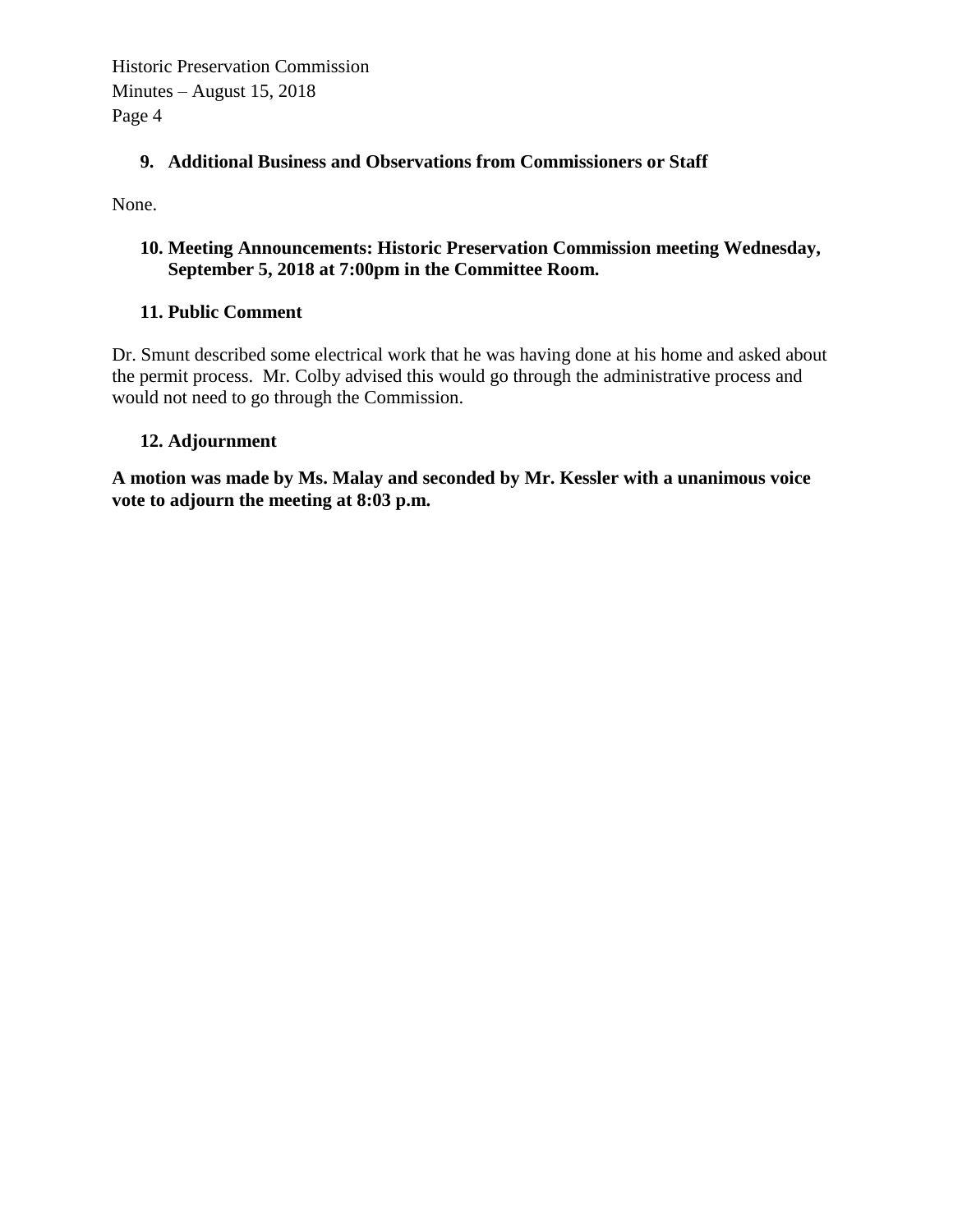### 9. Additional Business and Observations from Commissioners or Staff

None.

### 10. Meeting Announcements: Historic Preservation Commission meeting Wednesday, September 5, 2018 at 7:00pm in the Committee Room.

### 11. Public Comment

Dr. Smunt described some electrical work that he was having done at his home and asked about the permit process. Mr. Colby advised this would go through the administrative process and would not need to go through the Commission.

### 12. Adjournment

**A motion was made by Ms. Malay and seconded by Mr. Kessler with a unanimous voice vote to adjourn the meeting at 8:03 p.m.**